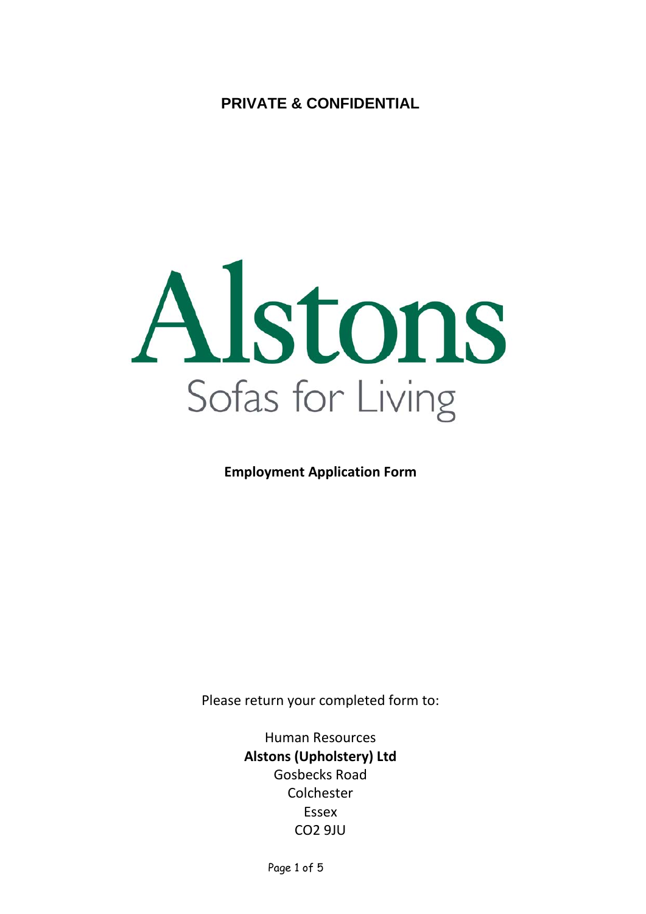**PRIVATE & CONFIDENTIAL**

# Alstons

Sofas for Living

**Employment Application Form**

Please return your completed form to:

Human Resources
**Alstons (Upholstery) Ltd**
Gosbecks Road
Colchester
Essex
CO2 9JU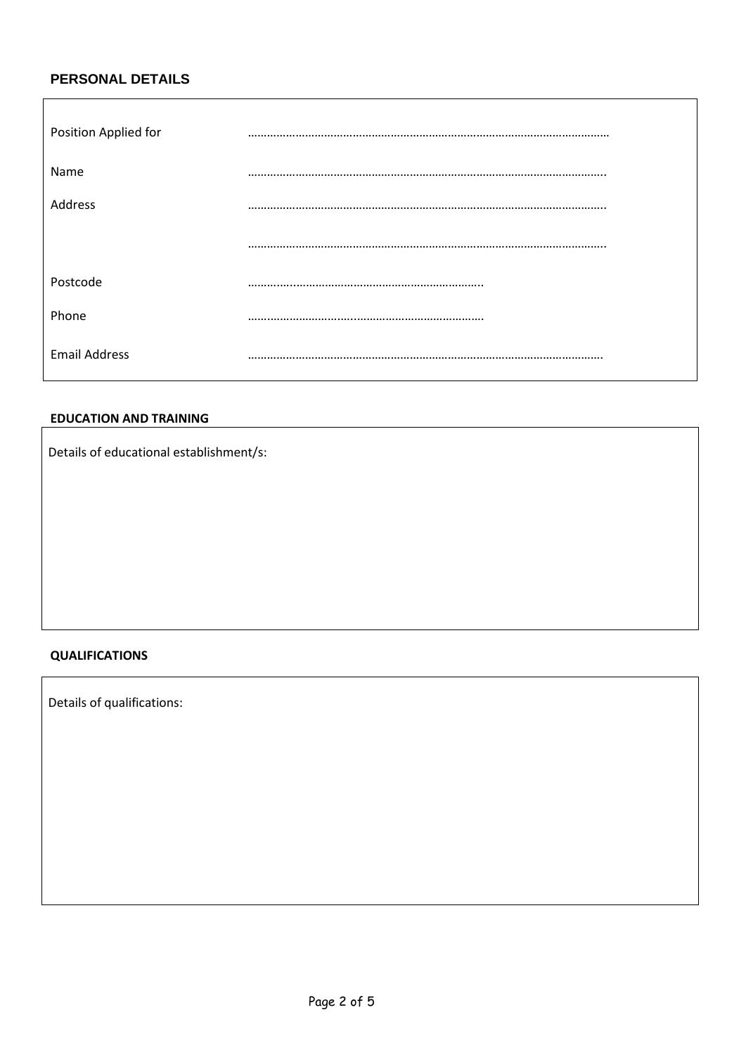## PERSONAL DETAILS

| | |
|---|---|
| Position Applied for | ……………………………………………………………………………………………… |
| Name | …………………………………………………………………………………………….. |
| Address | …………………………………………………………………………………………….. |
| | …………………………………………………………………………………………….. |
| Postcode | ……………………………………………………………….. |
| Phone | ……………………………………………………………… |
| Email Address | ………………………………………………………………………………………….. |

### EDUCATION AND TRAINING

Details of educational establishment/s:

### QUALIFICATIONS

Details of qualifications: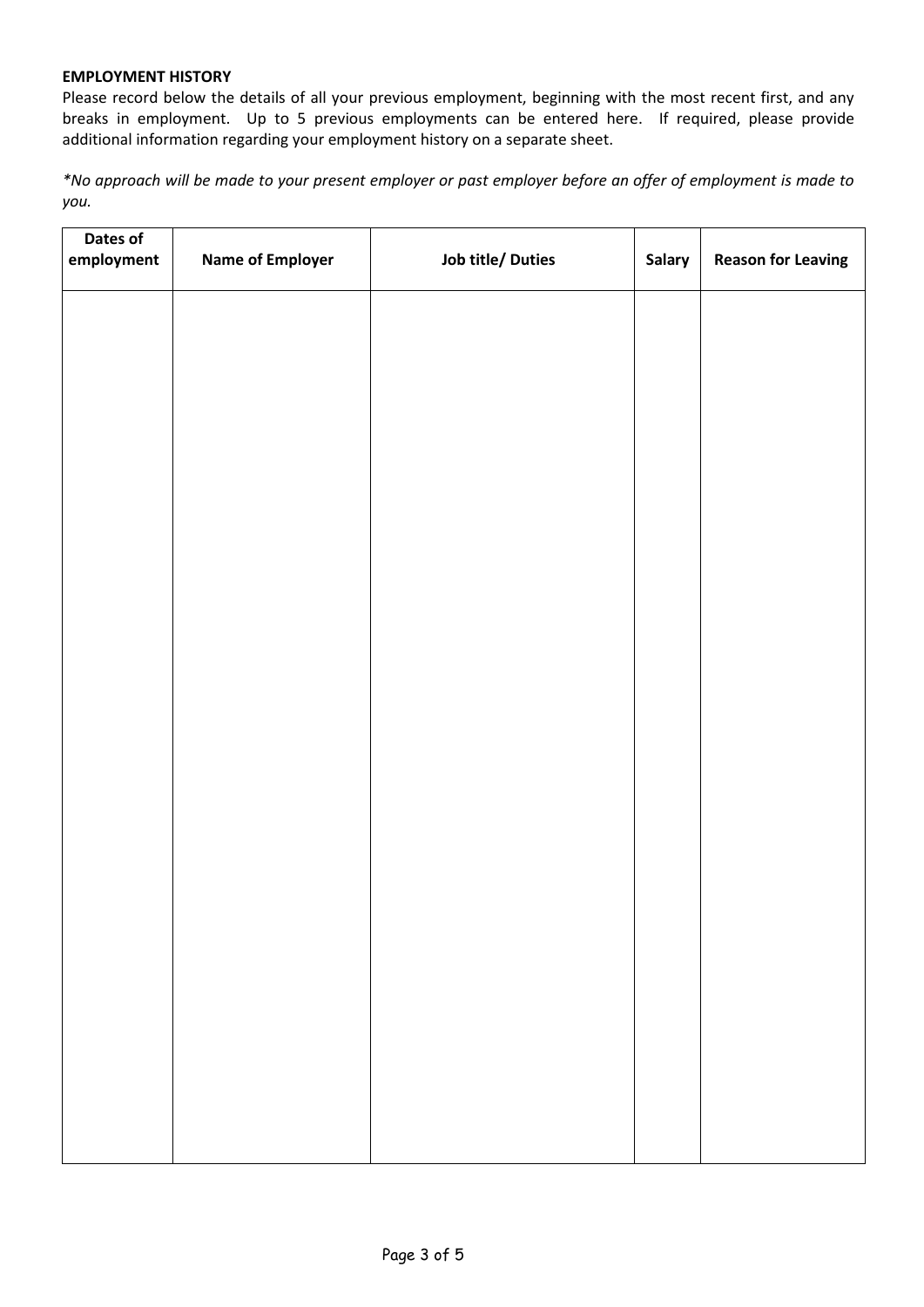**EMPLOYMENT HISTORY**

Please record below the details of all your previous employment, beginning with the most recent first, and any breaks in employment. Up to 5 previous employments can be entered here. If required, please provide additional information regarding your employment history on a separate sheet.

*\*No approach will be made to your present employer or past employer before an offer of employment is made to you.*

| Dates of employment | Name of Employer | Job title/ Duties | Salary | Reason for Leaving |
|---|---|---|---|---|
| | | | | |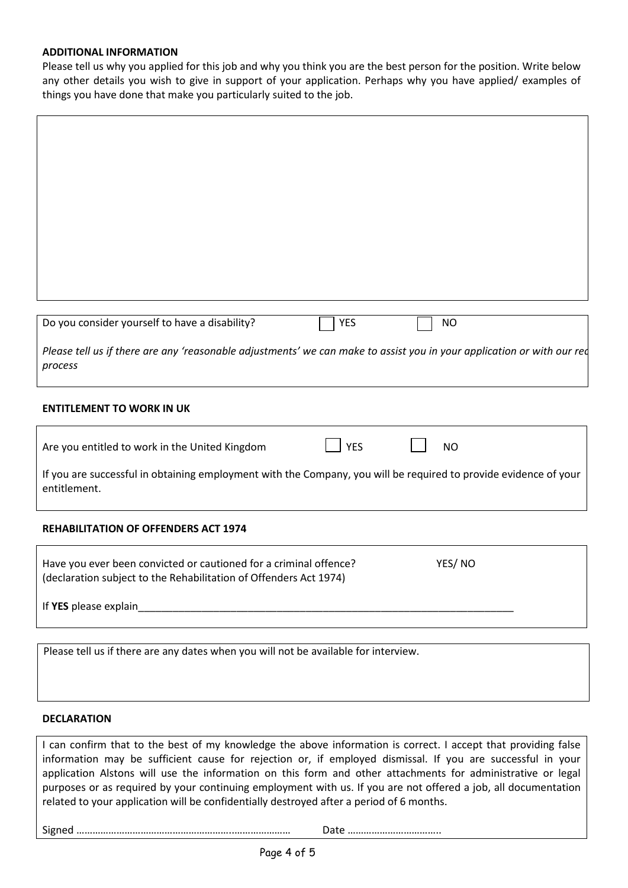**ADDITIONAL INFORMATION**

Please tell us why you applied for this job and why you think you are the best person for the position. Write below any other details you wish to give in support of your application. Perhaps why you have applied/ examples of things you have done that make you particularly suited to the job.

Do you consider yourself to have a disability? ☐ YES ☐ NO

*Please tell us if there are any 'reasonable adjustments' we can make to assist you in your application or with our rec process*

**ENTITLEMENT TO WORK IN UK**

Are you entitled to work in the United Kingdom ☐ YES ☐ NO

If you are successful in obtaining employment with the Company, you will be required to provide evidence of your entitlement.

**REHABILITATION OF OFFENDERS ACT 1974**

Have you ever been convicted or cautioned for a criminal offence? YES/ NO
(declaration subject to the Rehabilitation of Offenders Act 1974)

If **YES** please explain_______________________________________________________________________

Please tell us if there are any dates when you will not be available for interview.

**DECLARATION**

I can confirm that to the best of my knowledge the above information is correct. I accept that providing false information may be sufficient cause for rejection or, if employed dismissal. If you are successful in your application Alstons will use the information on this form and other attachments for administrative or legal purposes or as required by your continuing employment with us. If you are not offered a job, all documentation related to your application will be confidentially destroyed after a period of 6 months.

Signed ………………………………………………………………………… Date ……………………………..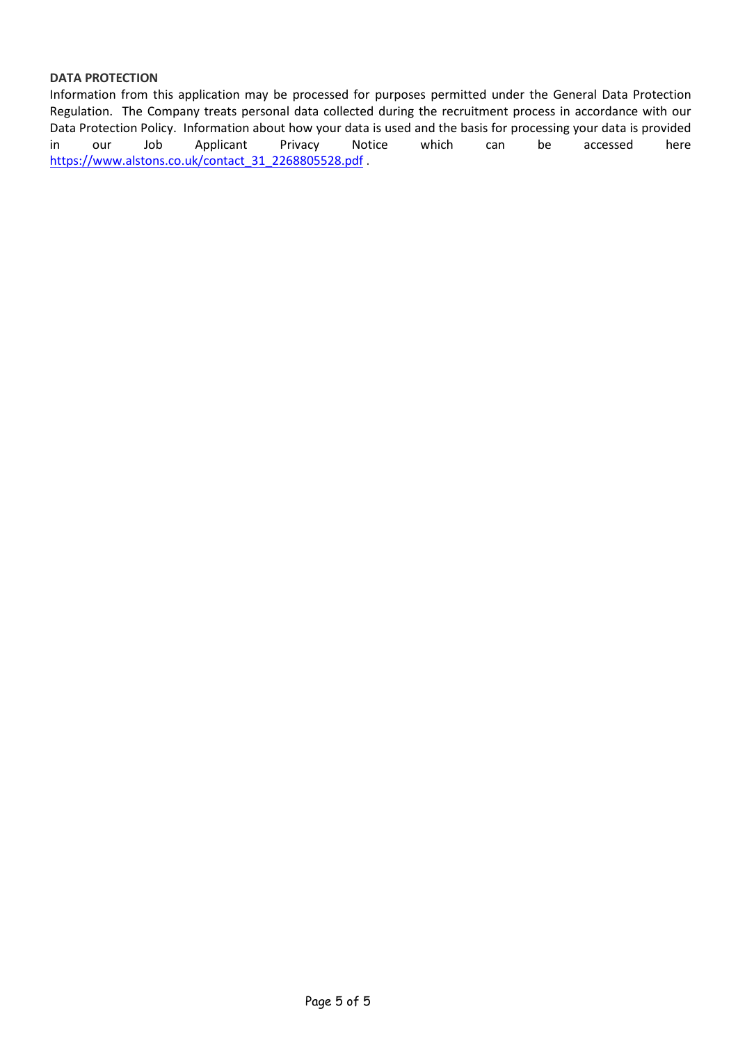**DATA PROTECTION**

Information from this application may be processed for purposes permitted under the General Data Protection Regulation. The Company treats personal data collected during the recruitment process in accordance with our Data Protection Policy. Information about how your data is used and the basis for processing your data is provided in our Job Applicant Privacy Notice which can be accessed here https://www.alstons.co.uk/contact_31_2268805528.pdf .